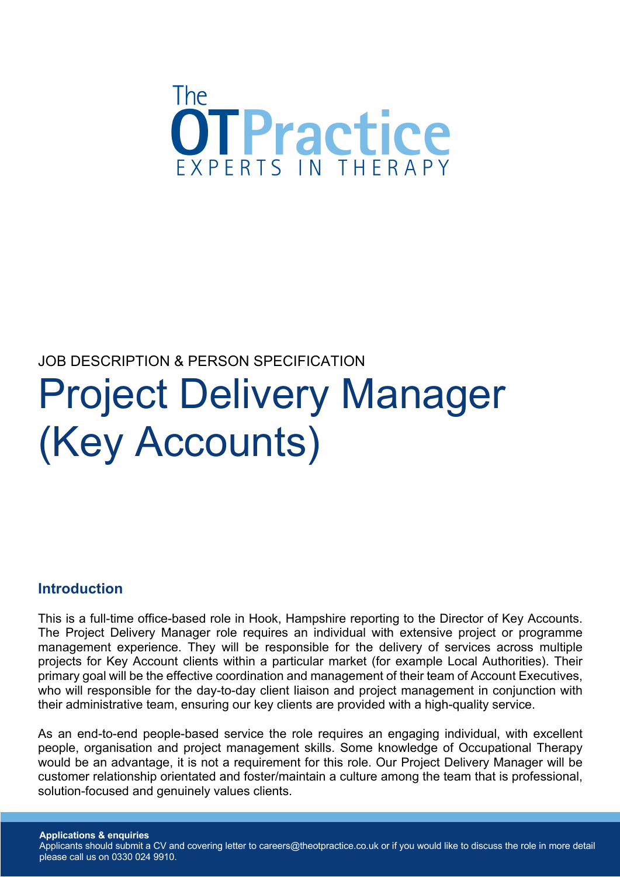The OTPractice

EXPERTS IN THERAPY

JOB DESCRIPTION & PERSON SPECIFICATION

# Project Delivery Manager (Key Accounts)

## Introduction

This is a full-time office-based role in Hook, Hampshire reporting to the Director of Key Accounts. The Project Delivery Manager role requires an individual with extensive project or programme management experience. They will be responsible for the delivery of services across multiple projects for Key Account clients within a particular market (for example Local Authorities). Their primary goal will be the effective coordination and management of their team of Account Executives, who will responsible for the day-to-day client liaison and project management in conjunction with their administrative team, ensuring our key clients are provided with a high-quality service.

As an end-to-end people-based service the role requires an engaging individual, with excellent people, organisation and project management skills. Some knowledge of Occupational Therapy would be an advantage, it is not a requirement for this role. Our Project Delivery Manager will be customer relationship orientated and foster/maintain a culture among the team that is professional, solution-focused and genuinely values clients.

**Applications & enquiries**
Applicants should submit a CV and covering letter to careers@theotpractice.co.uk or if you would like to discuss the role in more detail please call us on 0330 024 9910.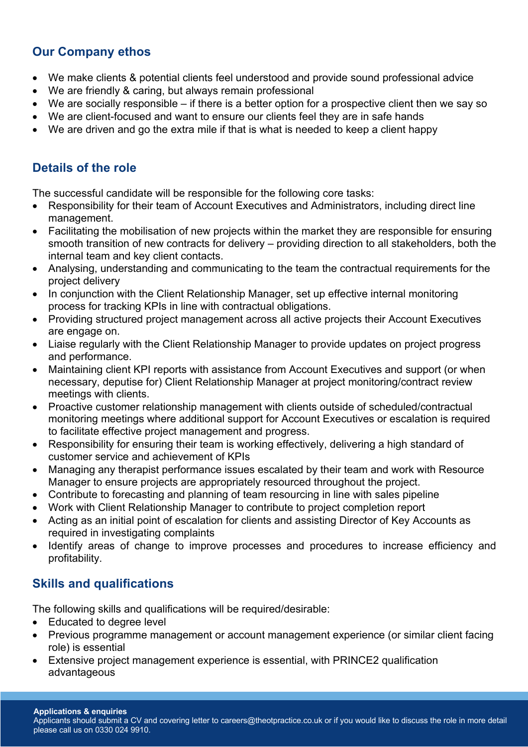## Our Company ethos

- We make clients & potential clients feel understood and provide sound professional advice
- We are friendly & caring, but always remain professional
- We are socially responsible – if there is a better option for a prospective client then we say so
- We are client-focused and want to ensure our clients feel they are in safe hands
- We are driven and go the extra mile if that is what is needed to keep a client happy

## Details of the role

The successful candidate will be responsible for the following core tasks:

- Responsibility for their team of Account Executives and Administrators, including direct line management.
- Facilitating the mobilisation of new projects within the market they are responsible for ensuring smooth transition of new contracts for delivery – providing direction to all stakeholders, both the internal team and key client contacts.
- Analysing, understanding and communicating to the team the contractual requirements for the project delivery
- In conjunction with the Client Relationship Manager, set up effective internal monitoring process for tracking KPIs in line with contractual obligations.
- Providing structured project management across all active projects their Account Executives are engage on.
- Liaise regularly with the Client Relationship Manager to provide updates on project progress and performance.
- Maintaining client KPI reports with assistance from Account Executives and support (or when necessary, deputise for) Client Relationship Manager at project monitoring/contract review meetings with clients.
- Proactive customer relationship management with clients outside of scheduled/contractual monitoring meetings where additional support for Account Executives or escalation is required to facilitate effective project management and progress.
- Responsibility for ensuring their team is working effectively, delivering a high standard of customer service and achievement of KPIs
- Managing any therapist performance issues escalated by their team and work with Resource Manager to ensure projects are appropriately resourced throughout the project.
- Contribute to forecasting and planning of team resourcing in line with sales pipeline
- Work with Client Relationship Manager to contribute to project completion report
- Acting as an initial point of escalation for clients and assisting Director of Key Accounts as required in investigating complaints
- Identify areas of change to improve processes and procedures to increase efficiency and profitability.

## Skills and qualifications

The following skills and qualifications will be required/desirable:

- Educated to degree level
- Previous programme management or account management experience (or similar client facing role) is essential
- Extensive project management experience is essential, with PRINCE2 qualification advantageous

**Applications & enquiries**
Applicants should submit a CV and covering letter to careers@theotpractice.co.uk or if you would like to discuss the role in more detail please call us on 0330 024 9910.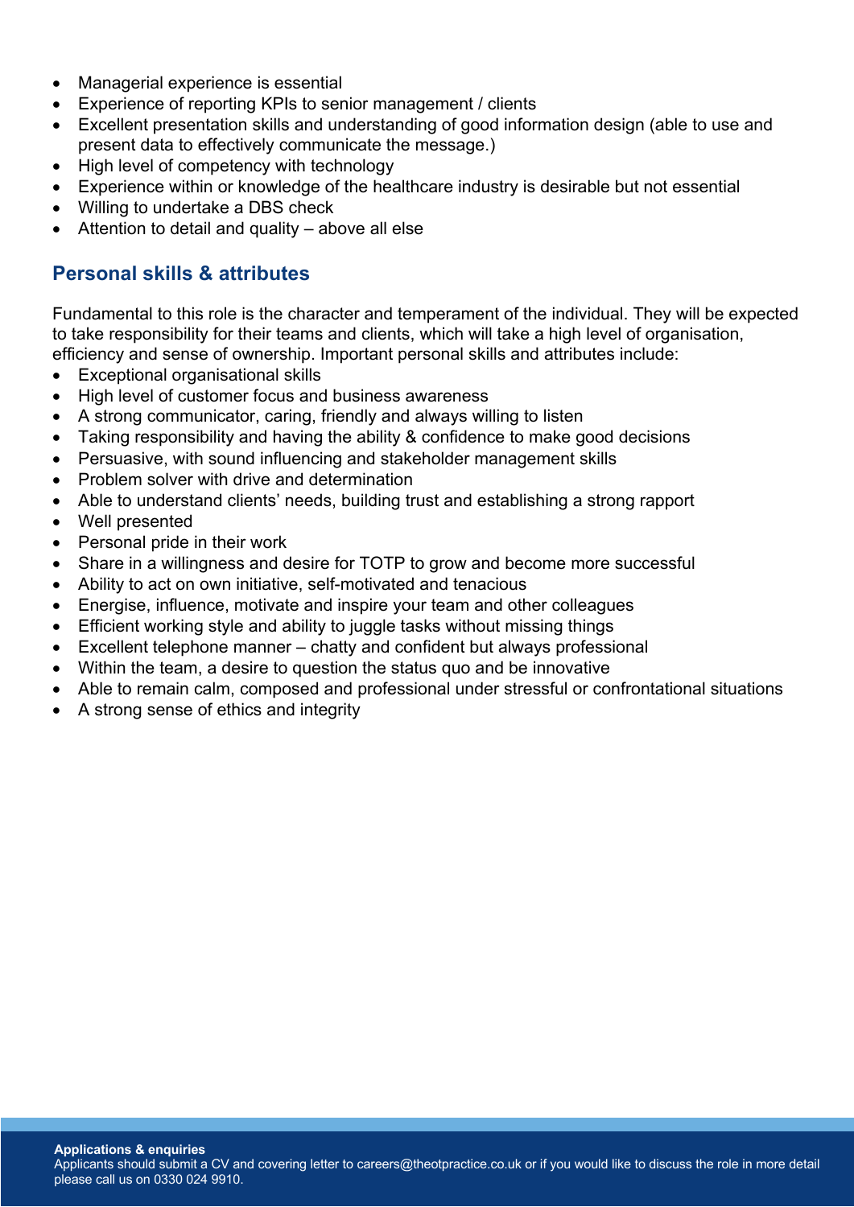- Managerial experience is essential
- Experience of reporting KPIs to senior management / clients
- Excellent presentation skills and understanding of good information design (able to use and present data to effectively communicate the message.)
- High level of competency with technology
- Experience within or knowledge of the healthcare industry is desirable but not essential
- Willing to undertake a DBS check
- Attention to detail and quality – above all else

## Personal skills & attributes

Fundamental to this role is the character and temperament of the individual. They will be expected to take responsibility for their teams and clients, which will take a high level of organisation, efficiency and sense of ownership. Important personal skills and attributes include:

- Exceptional organisational skills
- High level of customer focus and business awareness
- A strong communicator, caring, friendly and always willing to listen
- Taking responsibility and having the ability & confidence to make good decisions
- Persuasive, with sound influencing and stakeholder management skills
- Problem solver with drive and determination
- Able to understand clients' needs, building trust and establishing a strong rapport
- Well presented
- Personal pride in their work
- Share in a willingness and desire for TOTP to grow and become more successful
- Ability to act on own initiative, self-motivated and tenacious
- Energise, influence, motivate and inspire your team and other colleagues
- Efficient working style and ability to juggle tasks without missing things
- Excellent telephone manner – chatty and confident but always professional
- Within the team, a desire to question the status quo and be innovative
- Able to remain calm, composed and professional under stressful or confrontational situations
- A strong sense of ethics and integrity

**Applications & enquiries**
Applicants should submit a CV and covering letter to careers@theotpractice.co.uk or if you would like to discuss the role in more detail please call us on 0330 024 9910.